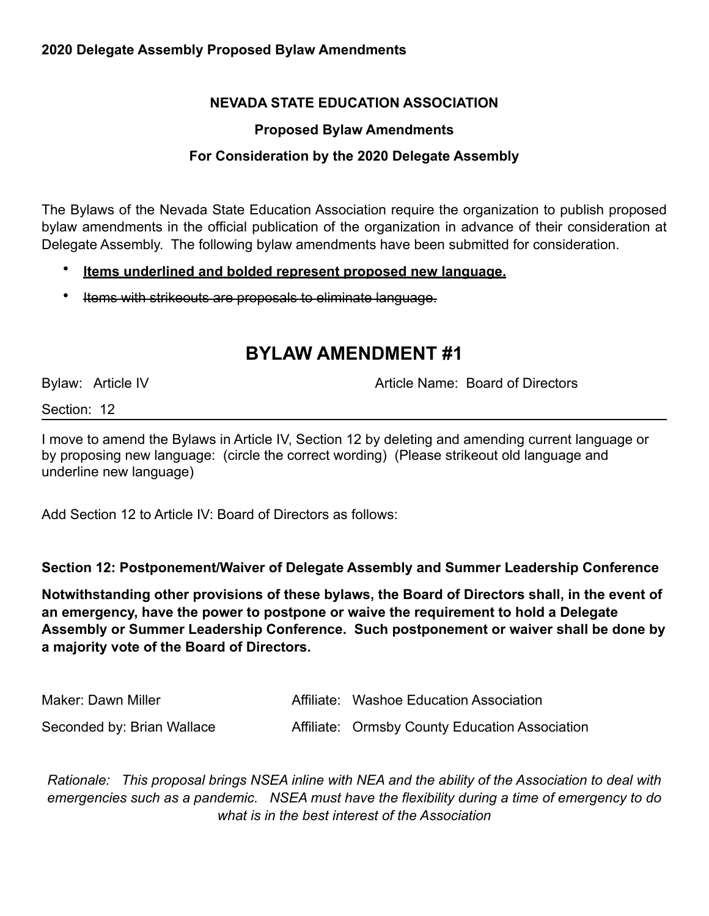**2020 Delegate Assembly Proposed Bylaw Amendments**

**NEVADA STATE EDUCATION ASSOCIATION**

**Proposed Bylaw Amendments**

**For Consideration by the 2020 Delegate Assembly**

The Bylaws of the Nevada State Education Association require the organization to publish proposed bylaw amendments in the official publication of the organization in advance of their consideration at Delegate Assembly. The following bylaw amendments have been submitted for consideration.

- <u>**Items underlined and bolded represent proposed new language.**</u>
- ~~Items with strikeouts are proposals to eliminate language.~~

# BYLAW AMENDMENT #1

Bylaw: Article IV — Article Name: Board of Directors

Section: 12

I move to amend the Bylaws in Article IV, Section 12 by deleting and amending current language or by proposing new language: (circle the correct wording) (Please strikeout old language and underline new language)

Add Section 12 to Article IV: Board of Directors as follows:

**Section 12: Postponement/Waiver of Delegate Assembly and Summer Leadership Conference**

**Notwithstanding other provisions of these bylaws, the Board of Directors shall, in the event of an emergency, have the power to postpone or waive the requirement to hold a Delegate Assembly or Summer Leadership Conference. Such postponement or waiver shall be done by a majority vote of the Board of Directors.**

Maker: Dawn Miller — Affiliate: Washoe Education Association

Seconded by: Brian Wallace — Affiliate: Ormsby County Education Association

*Rationale: This proposal brings NSEA inline with NEA and the ability of the Association to deal with emergencies such as a pandemic. NSEA must have the flexibility during a time of emergency to do what is in the best interest of the Association*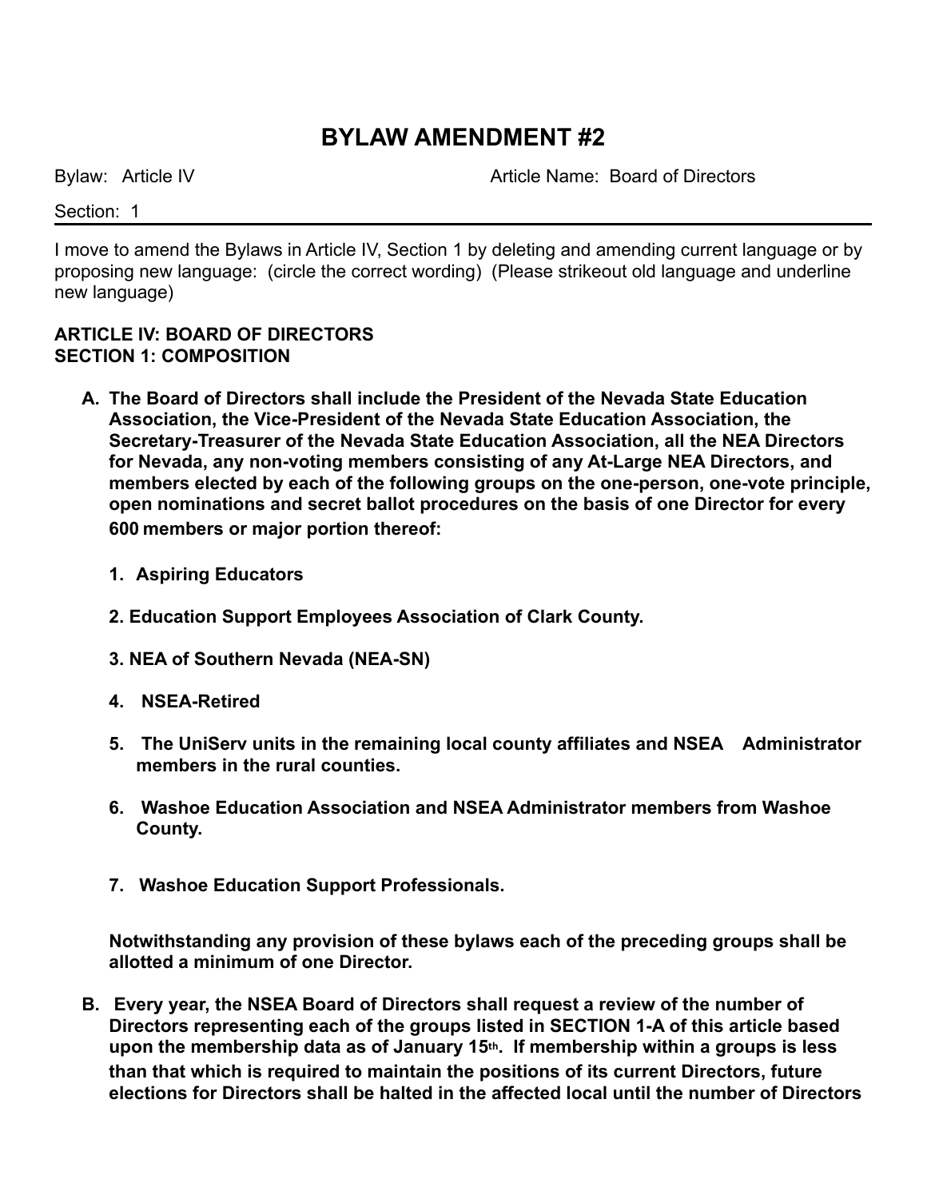# BYLAW AMENDMENT #2

Bylaw: Article IV Article Name: Board of Directors

Section: 1

I move to amend the Bylaws in Article IV, Section 1 by deleting and amending current language or by proposing new language: (circle the correct wording) (Please strikeout old language and underline new language)

**ARTICLE IV: BOARD OF DIRECTORS**
**SECTION 1: COMPOSITION**

**A. The Board of Directors shall include the President of the Nevada State Education Association, the Vice-President of the Nevada State Education Association, the Secretary-Treasurer of the Nevada State Education Association, all the NEA Directors for Nevada, any non-voting members consisting of any At-Large NEA Directors, and members elected by each of the following groups on the one-person, one-vote principle, open nominations and secret ballot procedures on the basis of one Director for every 600 members or major portion thereof:**

**1. Aspiring Educators**

**2. Education Support Employees Association of Clark County.**

**3. NEA of Southern Nevada (NEA-SN)**

**4. NSEA-Retired**

**5. The UniServ units in the remaining local county affiliates and NSEA Administrator members in the rural counties.**

**6. Washoe Education Association and NSEA Administrator members from Washoe County.**

**7. Washoe Education Support Professionals.**

**Notwithstanding any provision of these bylaws each of the preceding groups shall be allotted a minimum of one Director.**

**B. Every year, the NSEA Board of Directors shall request a review of the number of Directors representing each of the groups listed in SECTION 1-A of this article based upon the membership data as of January 15th. If membership within a groups is less than that which is required to maintain the positions of its current Directors, future elections for Directors shall be halted in the affected local until the number of Directors**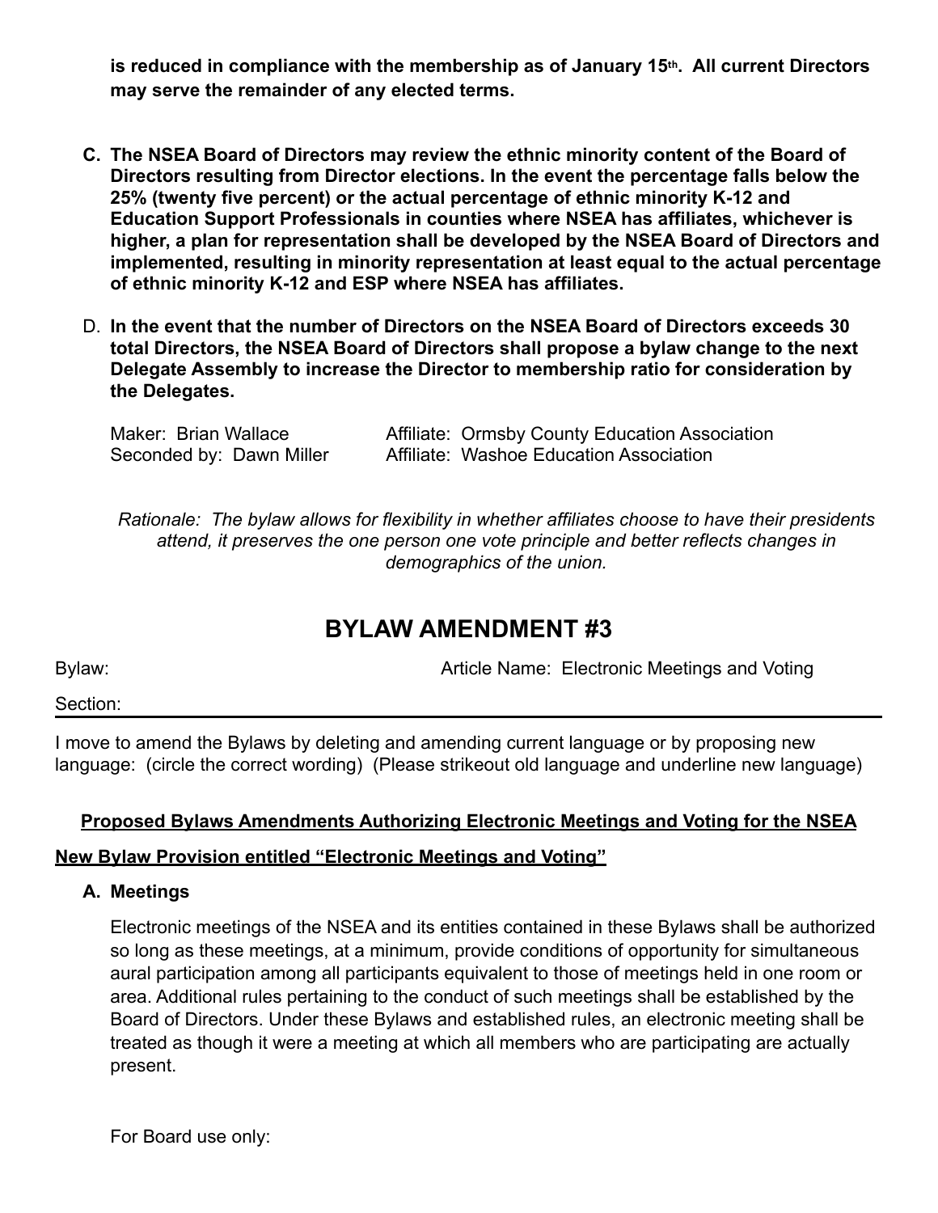**is reduced in compliance with the membership as of January 15th. All current Directors may serve the remainder of any elected terms.**

C. **The NSEA Board of Directors may review the ethnic minority content of the Board of Directors resulting from Director elections. In the event the percentage falls below the 25% (twenty five percent) or the actual percentage of ethnic minority K-12 and Education Support Professionals in counties where NSEA has affiliates, whichever is higher, a plan for representation shall be developed by the NSEA Board of Directors and implemented, resulting in minority representation at least equal to the actual percentage of ethnic minority K-12 and ESP where NSEA has affiliates.**

D. **In the event that the number of Directors on the NSEA Board of Directors exceeds 30 total Directors, the NSEA Board of Directors shall propose a bylaw change to the next Delegate Assembly to increase the Director to membership ratio for consideration by the Delegates.**

Maker: Brian Wallace — Affiliate: Ormsby County Education Association
Seconded by: Dawn Miller — Affiliate: Washoe Education Association

*Rationale: The bylaw allows for flexibility in whether affiliates choose to have their presidents attend, it preserves the one person one vote principle and better reflects changes in demographics of the union.*

# BYLAW AMENDMENT #3

Bylaw: Article Name: Electronic Meetings and Voting

Section:

I move to amend the Bylaws by deleting and amending current language or by proposing new language: (circle the correct wording) (Please strikeout old language and underline new language)

**<u>Proposed Bylaws Amendments Authorizing Electronic Meetings and Voting for the NSEA</u>**

**<u>New Bylaw Provision entitled "Electronic Meetings and Voting"</u>**

**A. Meetings**

Electronic meetings of the NSEA and its entities contained in these Bylaws shall be authorized so long as these meetings, at a minimum, provide conditions of opportunity for simultaneous aural participation among all participants equivalent to those of meetings held in one room or area. Additional rules pertaining to the conduct of such meetings shall be established by the Board of Directors. Under these Bylaws and established rules, an electronic meeting shall be treated as though it were a meeting at which all members who are participating are actually present.

For Board use only: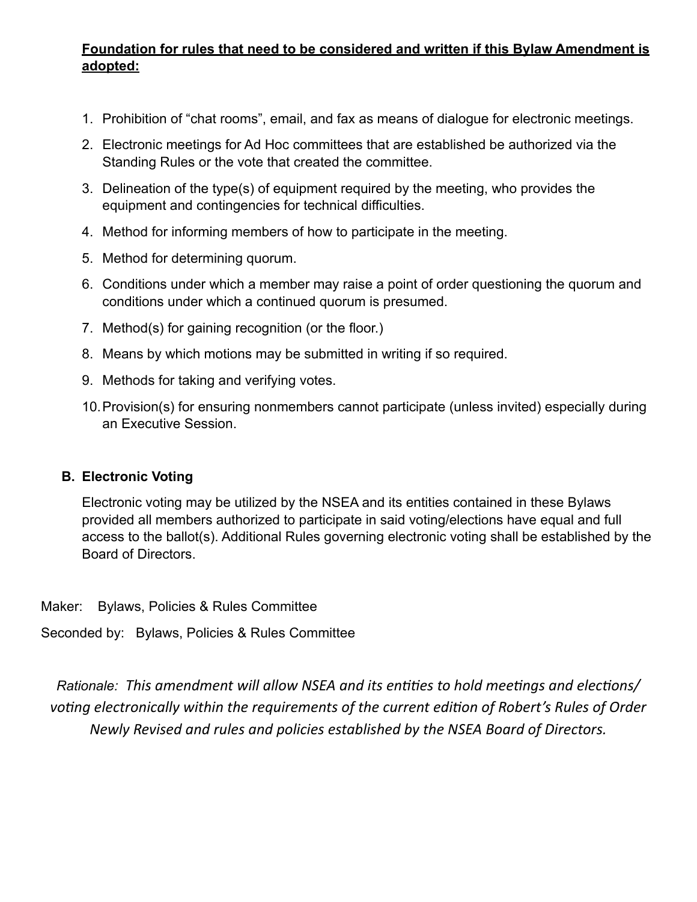**<u>Foundation for rules that need to be considered and written if this Bylaw Amendment is adopted:</u>**

1. Prohibition of “chat rooms”, email, and fax as means of dialogue for electronic meetings.
2. Electronic meetings for Ad Hoc committees that are established be authorized via the Standing Rules or the vote that created the committee.
3. Delineation of the type(s) of equipment required by the meeting, who provides the equipment and contingencies for technical difficulties.
4. Method for informing members of how to participate in the meeting.
5. Method for determining quorum.
6. Conditions under which a member may raise a point of order questioning the quorum and conditions under which a continued quorum is presumed.
7. Method(s) for gaining recognition (or the floor.)
8. Means by which motions may be submitted in writing if so required.
9. Methods for taking and verifying votes.
10. Provision(s) for ensuring nonmembers cannot participate (unless invited) especially during an Executive Session.

**B. Electronic Voting**

Electronic voting may be utilized by the NSEA and its entities contained in these Bylaws provided all members authorized to participate in said voting/elections have equal and full access to the ballot(s). Additional Rules governing electronic voting shall be established by the Board of Directors.

Maker: Bylaws, Policies & Rules Committee

Seconded by: Bylaws, Policies & Rules Committee

*Rationale: This amendment will allow NSEA and its entities to hold meetings and elections/voting electronically within the requirements of the current edition of Robert’s Rules of Order Newly Revised and rules and policies established by the NSEA Board of Directors.*